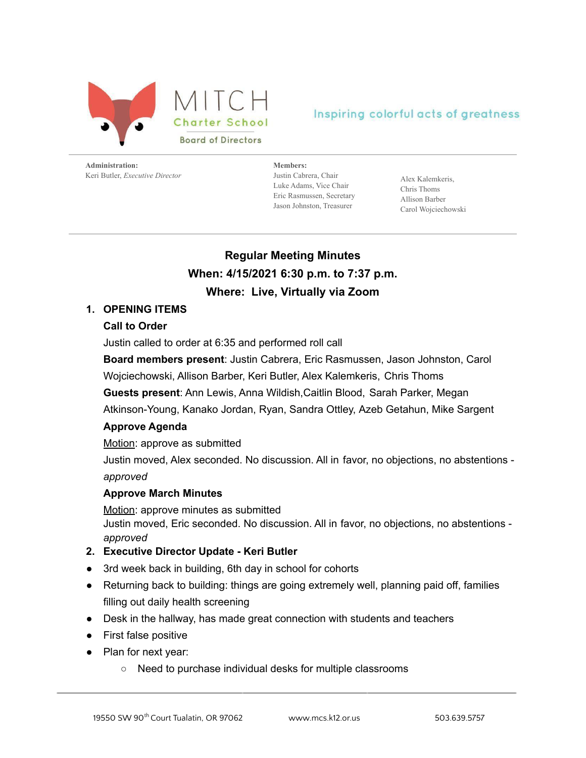MITCH
Charter School
Board of Directors

Inspiring colorful acts of greatness

**Administration:**
Keri Butler, *Executive Director*

**Members:**
Justin Cabrera, Chair
Luke Adams, Vice Chair
Eric Rasmussen, Secretary
Jason Johnston, Treasurer
Alex Kalemkeris,
Chris Thoms
Allison Barber
Carol Wojciechowski

# Regular Meeting Minutes

## When: 4/15/2021 6:30 p.m. to 7:37 p.m.

## Where: Live, Virtually via Zoom

1. **OPENING ITEMS**

   **Call to Order**

   Justin called to order at 6:35 and performed roll call

   **Board members present**: Justin Cabrera, Eric Rasmussen, Jason Johnston, Carol Wojciechowski, Allison Barber, Keri Butler, Alex Kalemkeris, Chris Thoms

   **Guests present**: Ann Lewis, Anna Wildish,Caitlin Blood, Sarah Parker, Megan Atkinson-Young, Kanako Jordan, Ryan, Sandra Ottley, Azeb Getahun, Mike Sargent

   **Approve Agenda**

   Motion: approve as submitted

   Justin moved, Alex seconded. No discussion. All in favor, no objections, no abstentions - *approved*

   **Approve March Minutes**

   Motion: approve minutes as submitted

   Justin moved, Eric seconded. No discussion. All in favor, no objections, no abstentions - *approved*

2. **Executive Director Update - Keri Butler**

- 3rd week back in building, 6th day in school for cohorts
- Returning back to building: things are going extremely well, planning paid off, families filling out daily health screening
- Desk in the hallway, has made great connection with students and teachers
- First false positive
- Plan for next year:
  - Need to purchase individual desks for multiple classrooms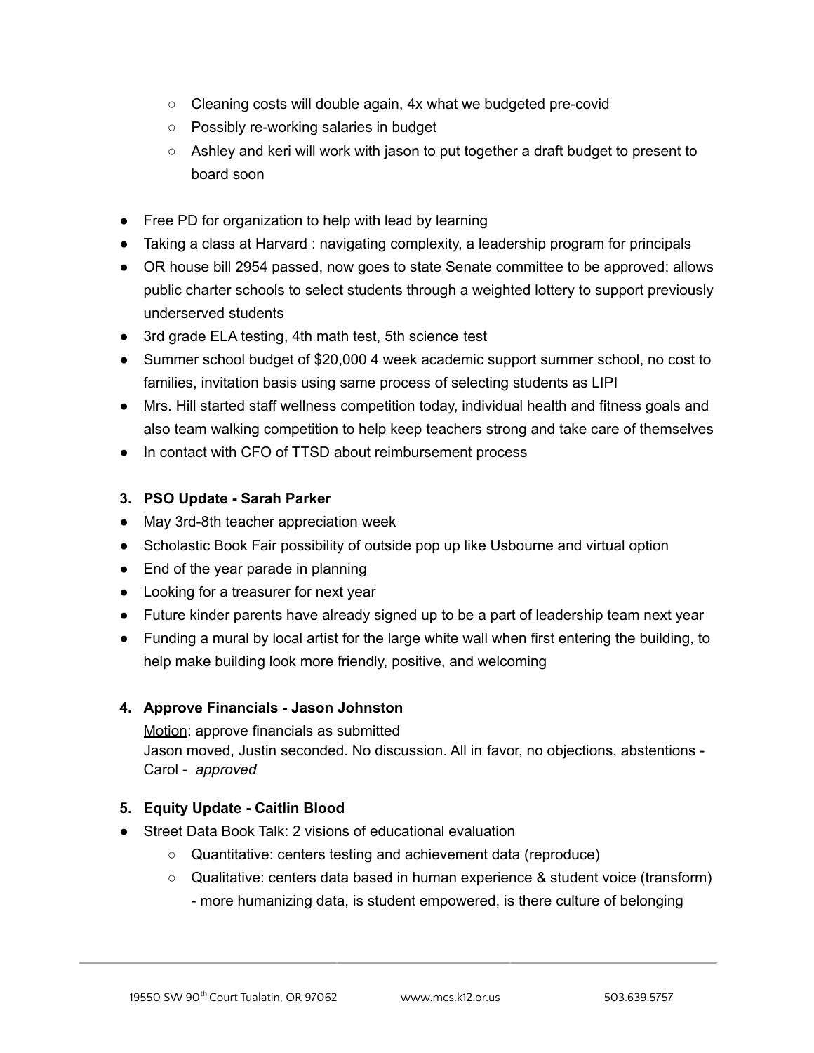- Cleaning costs will double again, 4x what we budgeted pre-covid
  - Possibly re-working salaries in budget
  - Ashley and keri will work with jason to put together a draft budget to present to board soon

- Free PD for organization to help with lead by learning
- Taking a class at Harvard : navigating complexity, a leadership program for principals
- OR house bill 2954 passed, now goes to state Senate committee to be approved: allows public charter schools to select students through a weighted lottery to support previously underserved students
- 3rd grade ELA testing, 4th math test, 5th science test
- Summer school budget of $20,000 4 week academic support summer school, no cost to families, invitation basis using same process of selecting students as LIPI
- Mrs. Hill started staff wellness competition today, individual health and fitness goals and also team walking competition to help keep teachers strong and take care of themselves
- In contact with CFO of TTSD about reimbursement process

**3. PSO Update - Sarah Parker**

- May 3rd-8th teacher appreciation week
- Scholastic Book Fair possibility of outside pop up like Usbourne and virtual option
- End of the year parade in planning
- Looking for a treasurer for next year
- Future kinder parents have already signed up to be a part of leadership team next year
- Funding a mural by local artist for the large white wall when first entering the building, to help make building look more friendly, positive, and welcoming

**4. Approve Financials - Jason Johnston**

Motion: approve financials as submitted
Jason moved, Justin seconded. No discussion. All in favor, no objections, abstentions - Carol - *approved*

**5. Equity Update - Caitlin Blood**

- Street Data Book Talk: 2 visions of educational evaluation
  - Quantitative: centers testing and achievement data (reproduce)
  - Qualitative: centers data based in human experience & student voice (transform) - more humanizing data, is student empowered, is there culture of belonging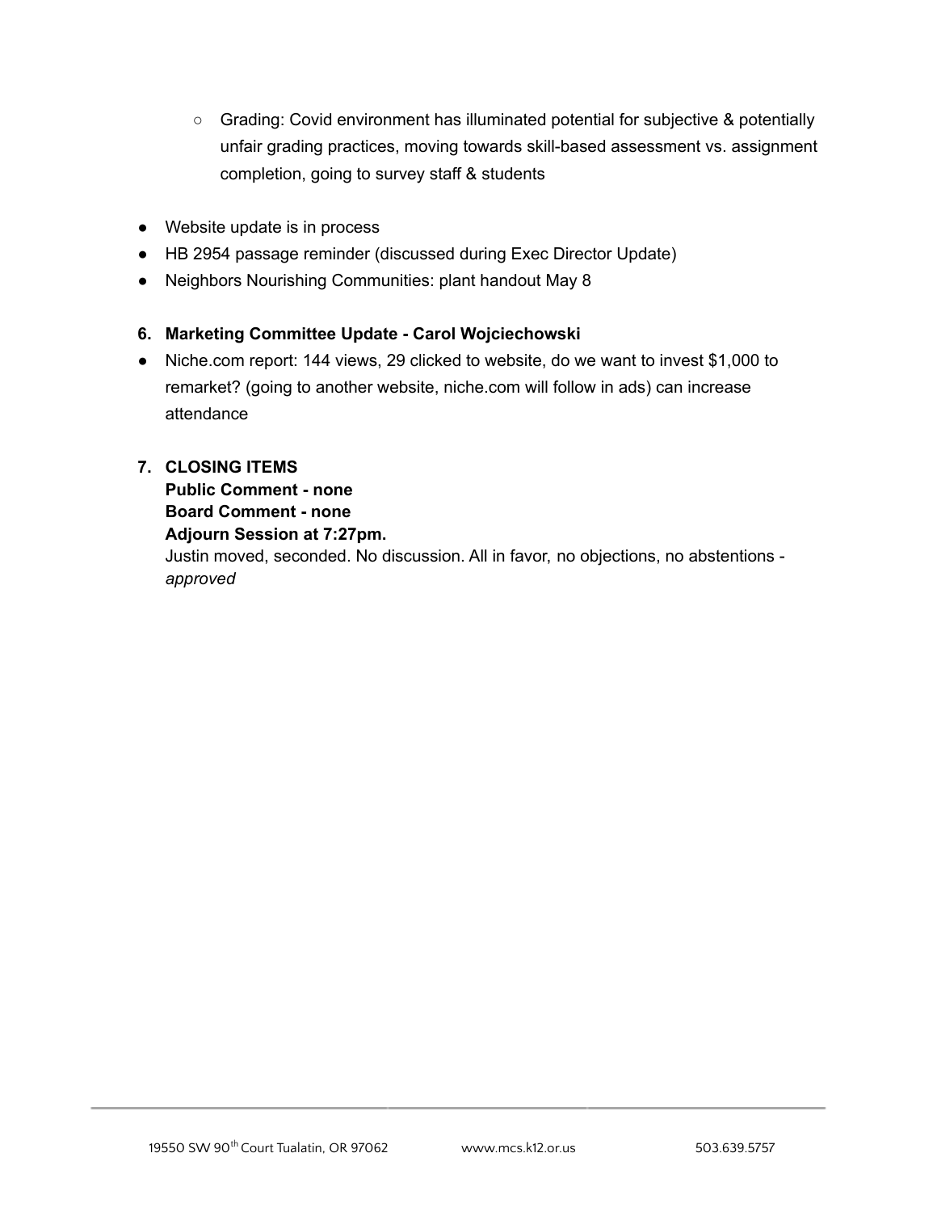- Grading: Covid environment has illuminated potential for subjective & potentially unfair grading practices, moving towards skill-based assessment vs. assignment completion, going to survey staff & students

- Website update is in process
- HB 2954 passage reminder (discussed during Exec Director Update)
- Neighbors Nourishing Communities: plant handout May 8

**6. Marketing Committee Update - Carol Wojciechowski**

- Niche.com report: 144 views, 29 clicked to website, do we want to invest $1,000 to remarket? (going to another website, niche.com will follow in ads) can increase attendance

**7. CLOSING ITEMS**

**Public Comment - none**
**Board Comment - none**
**Adjourn Session at 7:27pm.**
Justin moved, seconded. No discussion. All in favor, no objections, no abstentions - *approved*